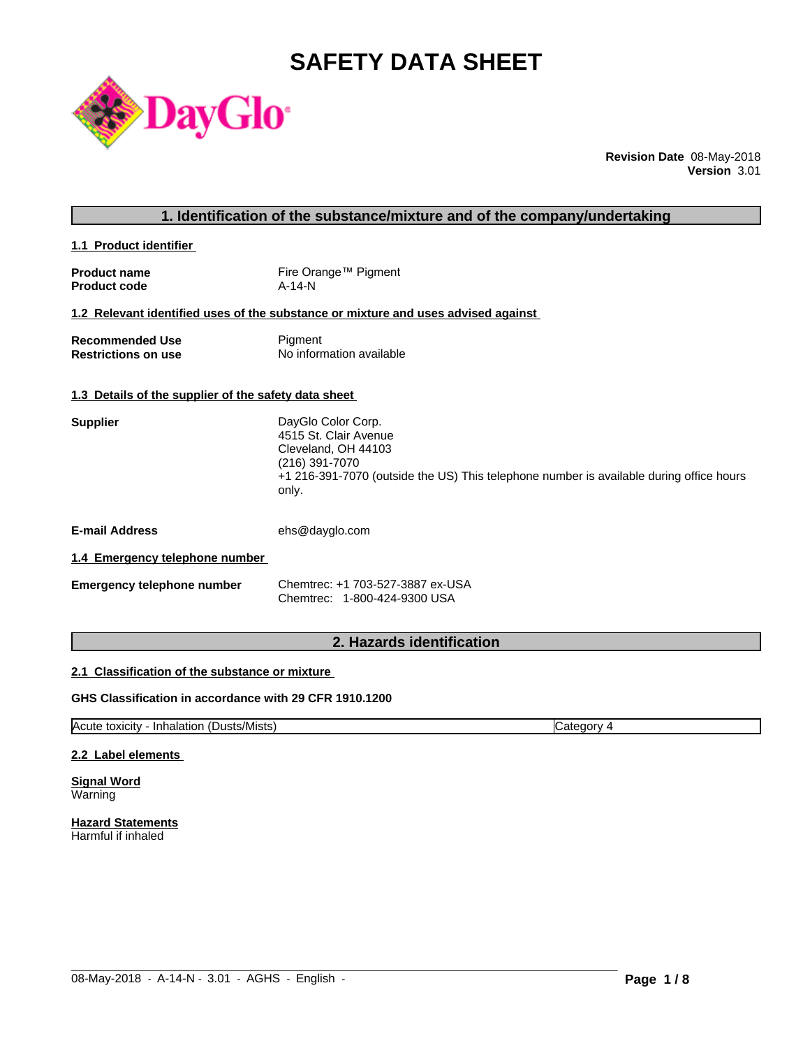# SAFETY DATA SHEET

**Revision Date** 08-May-2018
**Version** 3.01

## 1. Identification of the substance/mixture and of the company/undertaking

### 1.1 Product identifier

**Product name** Fire Orange™ Pigment
**Product code** A-14-N

### 1.2 Relevant identified uses of the substance or mixture and uses advised against

**Recommended Use** Pigment
**Restrictions on use** No information available

### 1.3 Details of the supplier of the safety data sheet

**Supplier**
DayGlo Color Corp.
4515 St. Clair Avenue
Cleveland, OH 44103
(216) 391-7070
+1 216-391-7070 (outside the US) This telephone number is available during office hours only.

**E-mail Address** ehs@dayglo.com

### 1.4 Emergency telephone number

**Emergency telephone number**
Chemtrec: +1 703-527-3887 ex-USA
Chemtrec: 1-800-424-9300 USA

## 2. Hazards identification

### 2.1 Classification of the substance or mixture

**GHS Classification in accordance with 29 CFR 1910.1200**

| Acute toxicity - Inhalation (Dusts/Mists) | Category 4 |
|---|---|

### 2.2 Label elements

**Signal Word**
Warning

**Hazard Statements**
Harmful if inhaled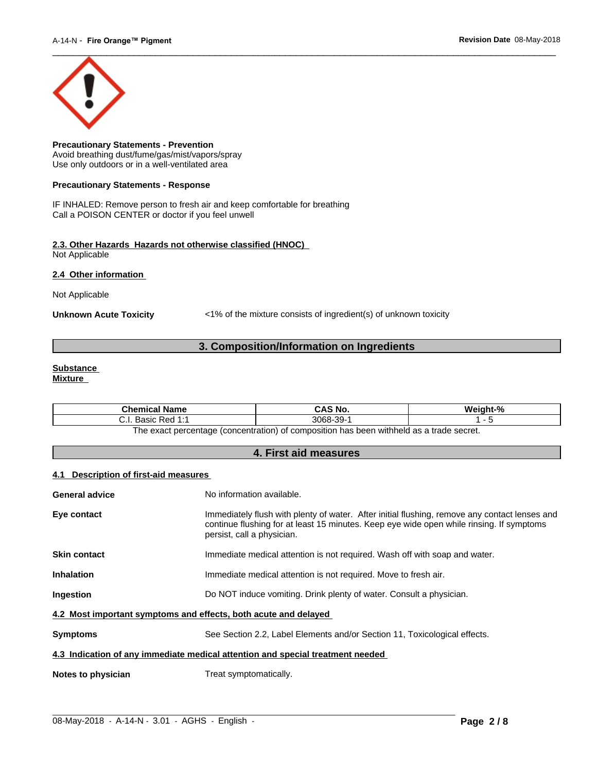**Precautionary Statements - Prevention**
Avoid breathing dust/fume/gas/mist/vapors/spray
Use only outdoors or in a well-ventilated area

**Precautionary Statements - Response**

IF INHALED: Remove person to fresh air and keep comfortable for breathing
Call a POISON CENTER or doctor if you feel unwell

**2.3. Other Hazards Hazards not otherwise classified (HNOC)**
Not Applicable

**2.4 Other information**

Not Applicable

**Unknown Acute Toxicity** <1% of the mixture consists of ingredient(s) of unknown toxicity

## 3. Composition/Information on Ingredients

**Substance**
**Mixture**

| Chemical Name | CAS No. | Weight-% |
|---|---|---|
| C.I. Basic Red 1:1 | 3068-39-1 | 1 - 5 |

The exact percentage (concentration) of composition has been withheld as a trade secret.

## 4. First aid measures

**4.1 Description of first-aid measures**

**General advice** No information available.

**Eye contact** Immediately flush with plenty of water. After initial flushing, remove any contact lenses and continue flushing for at least 15 minutes. Keep eye wide open while rinsing. If symptoms persist, call a physician.

**Skin contact** Immediate medical attention is not required. Wash off with soap and water.

**Inhalation** Immediate medical attention is not required. Move to fresh air.

**Ingestion** Do NOT induce vomiting. Drink plenty of water. Consult a physician.

**4.2 Most important symptoms and effects, both acute and delayed**

**Symptoms** See Section 2.2, Label Elements and/or Section 11, Toxicological effects.

**4.3 Indication of any immediate medical attention and special treatment needed**

**Notes to physician** Treat symptomatically.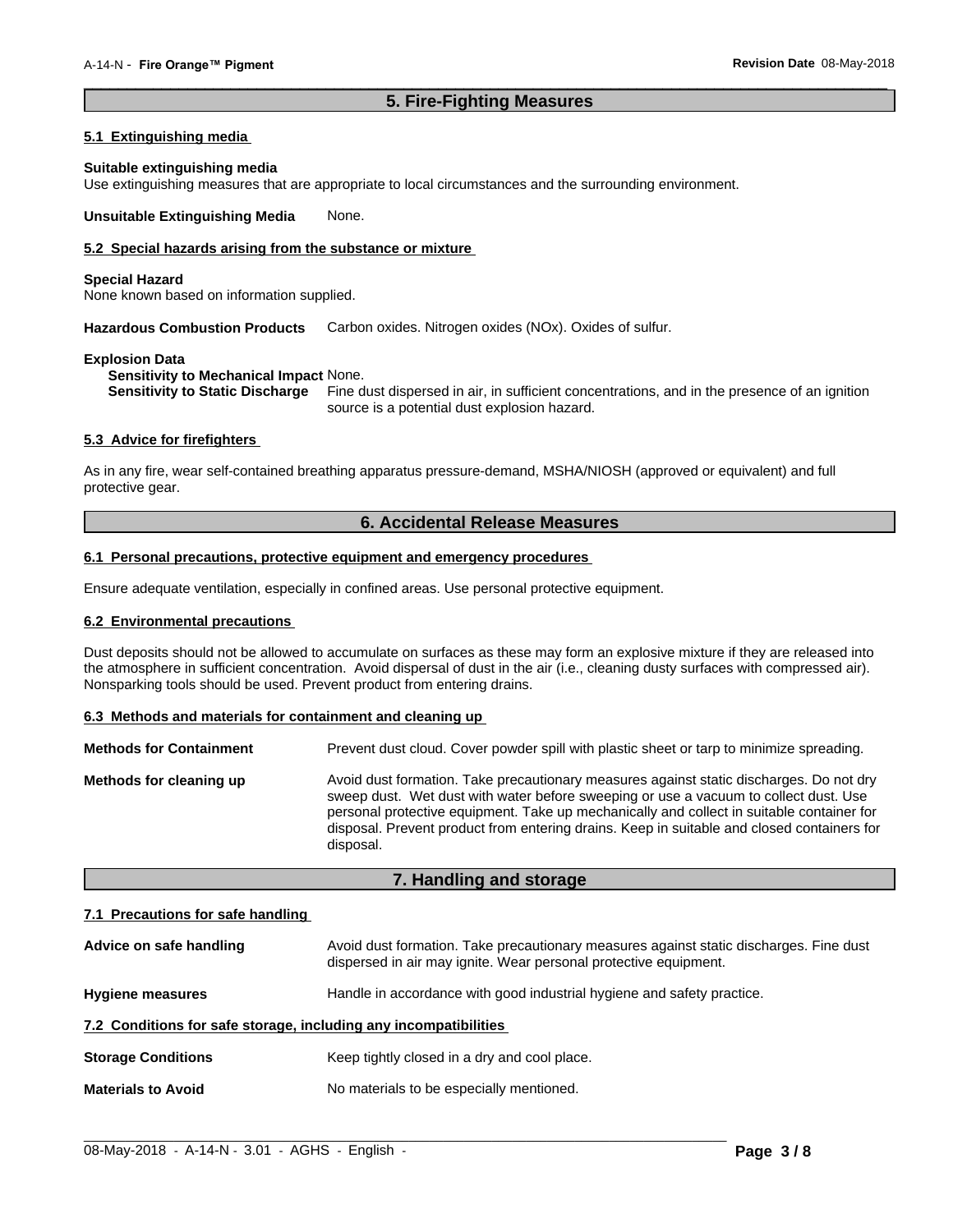## 5. Fire-Fighting Measures

### 5.1 Extinguishing media

**Suitable extinguishing media**
Use extinguishing measures that are appropriate to local circumstances and the surrounding environment.

**Unsuitable Extinguishing Media** None.

### 5.2 Special hazards arising from the substance or mixture

**Special Hazard**
None known based on information supplied.

**Hazardous Combustion Products** Carbon oxides. Nitrogen oxides (NOx). Oxides of sulfur.

**Explosion Data**
**Sensitivity to Mechanical Impact** None.
**Sensitivity to Static Discharge** Fine dust dispersed in air, in sufficient concentrations, and in the presence of an ignition source is a potential dust explosion hazard.

### 5.3 Advice for firefighters

As in any fire, wear self-contained breathing apparatus pressure-demand, MSHA/NIOSH (approved or equivalent) and full protective gear.

## 6. Accidental Release Measures

### 6.1 Personal precautions, protective equipment and emergency procedures

Ensure adequate ventilation, especially in confined areas. Use personal protective equipment.

### 6.2 Environmental precautions

Dust deposits should not be allowed to accumulate on surfaces as these may form an explosive mixture if they are released into the atmosphere in sufficient concentration. Avoid dispersal of dust in the air (i.e., cleaning dusty surfaces with compressed air). Nonsparking tools should be used. Prevent product from entering drains.

### 6.3 Methods and materials for containment and cleaning up

**Methods for Containment** Prevent dust cloud. Cover powder spill with plastic sheet or tarp to minimize spreading.

**Methods for cleaning up** Avoid dust formation. Take precautionary measures against static discharges. Do not dry sweep dust. Wet dust with water before sweeping or use a vacuum to collect dust. Use personal protective equipment. Take up mechanically and collect in suitable container for disposal. Prevent product from entering drains. Keep in suitable and closed containers for disposal.

## 7. Handling and storage

### 7.1 Precautions for safe handling

**Advice on safe handling** Avoid dust formation. Take precautionary measures against static discharges. Fine dust dispersed in air may ignite. Wear personal protective equipment.

**Hygiene measures** Handle in accordance with good industrial hygiene and safety practice.

### 7.2 Conditions for safe storage, including any incompatibilities

**Storage Conditions** Keep tightly closed in a dry and cool place.

**Materials to Avoid** No materials to be especially mentioned.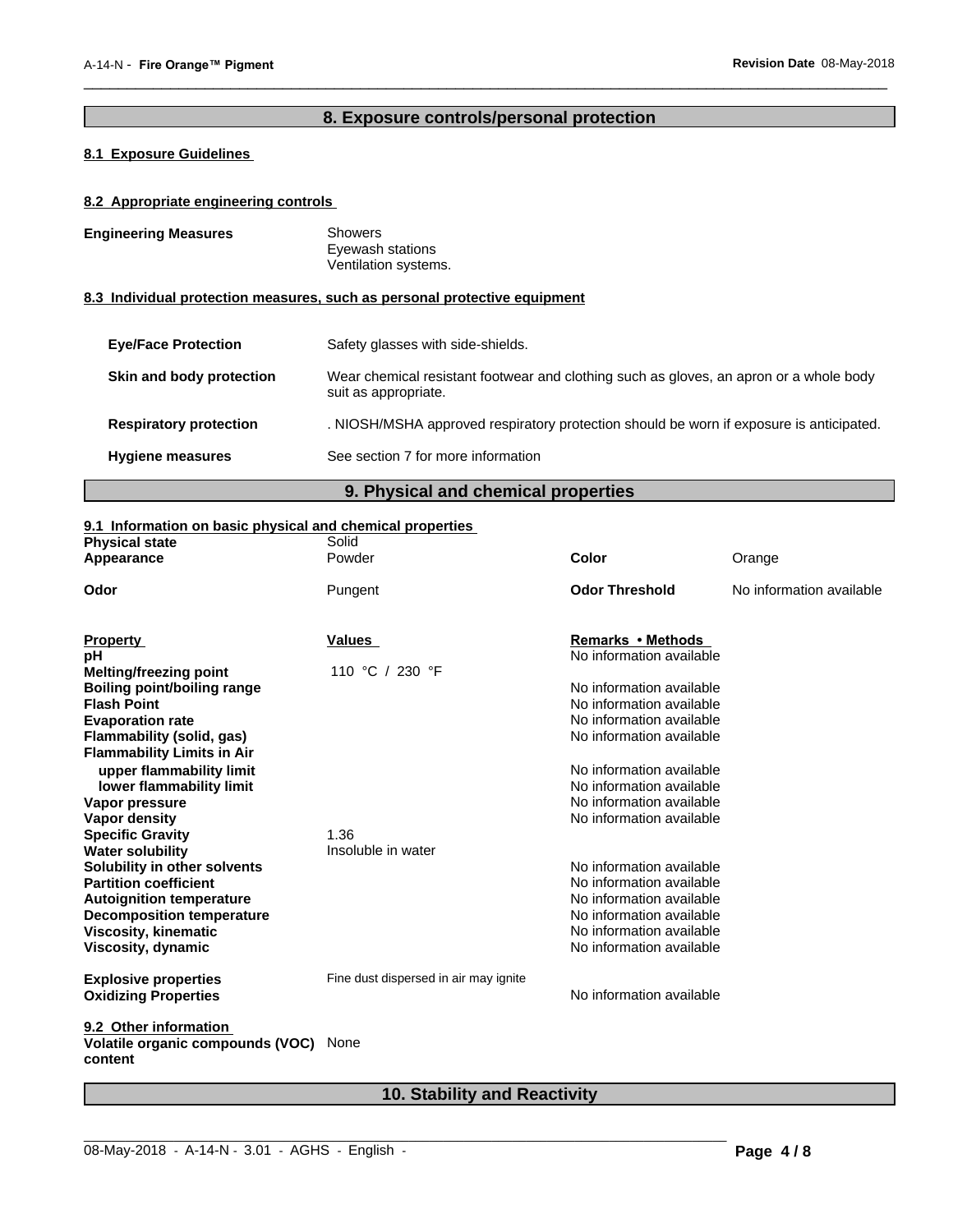## 8. Exposure controls/personal protection

### 8.1 Exposure Guidelines

### 8.2 Appropriate engineering controls

**Engineering Measures**

Showers
Eyewash stations
Ventilation systems.

### 8.3 Individual protection measures, such as personal protective equipment

| | |
|---|---|
| **Eye/Face Protection** | Safety glasses with side-shields. |
| **Skin and body protection** | Wear chemical resistant footwear and clothing such as gloves, an apron or a whole body suit as appropriate. |
| **Respiratory protection** | . NIOSH/MSHA approved respiratory protection should be worn if exposure is anticipated. |
| **Hygiene measures** | See section 7 for more information |

## 9. Physical and chemical properties

### 9.1 Information on basic physical and chemical properties

| | | | |
|---|---|---|---|
| **Physical state** | Solid | | |
| **Appearance** | Powder | **Color** | Orange |
| **Odor** | Pungent | **Odor Threshold** | No information available |

| **Property** | **Values** | **Remarks • Methods** |
|---|---|---|
| **pH** | | No information available |
| **Melting/freezing point** | 110 °C / 230 °F | |
| **Boiling point/boiling range** | | No information available |
| **Flash Point** | | No information available |
| **Evaporation rate** | | No information available |
| **Flammability (solid, gas)** | | No information available |
| **Flammability Limits in Air** | | |
| **upper flammability limit** | | No information available |
| **lower flammability limit** | | No information available |
| **Vapor pressure** | | No information available |
| **Vapor density** | | No information available |
| **Specific Gravity** | 1.36 | |
| **Water solubility** | Insoluble in water | |
| **Solubility in other solvents** | | No information available |
| **Partition coefficient** | | No information available |
| **Autoignition temperature** | | No information available |
| **Decomposition temperature** | | No information available |
| **Viscosity, kinematic** | | No information available |
| **Viscosity, dynamic** | | No information available |
| **Explosive properties** | Fine dust dispersed in air may ignite | |
| **Oxidizing Properties** | | No information available |

### 9.2 Other information

**Volatile organic compounds (VOC) content** None

## 10. Stability and Reactivity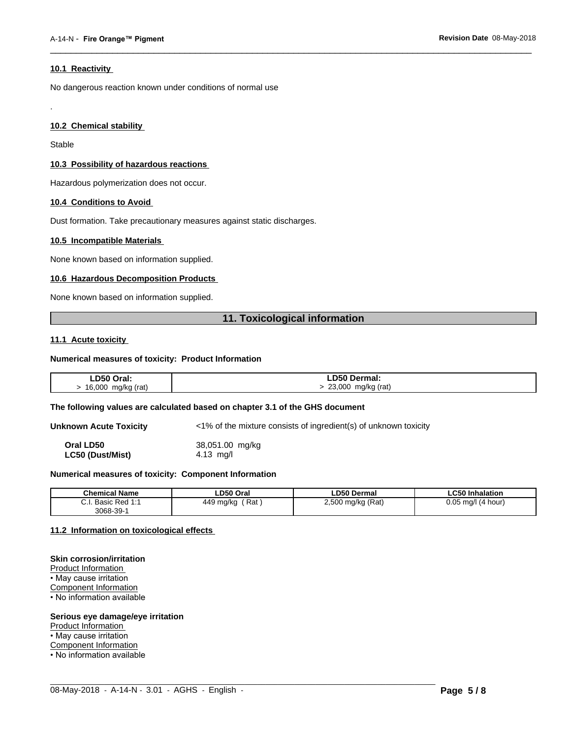### 10.1 Reactivity

No dangerous reaction known under conditions of normal use

.

### 10.2 Chemical stability

Stable

### 10.3 Possibility of hazardous reactions

Hazardous polymerization does not occur.

### 10.4 Conditions to Avoid

Dust formation. Take precautionary measures against static discharges.

### 10.5 Incompatible Materials

None known based on information supplied.

### 10.6 Hazardous Decomposition Products

None known based on information supplied.

## 11. Toxicological information

### 11.1 Acute toxicity

**Numerical measures of toxicity: Product Information**

| LD50 Oral: | LD50 Dermal: |
|---|---|
| > 16,000 mg/kg (rat) | > 23,000 mg/kg (rat) |

**The following values are calculated based on chapter 3.1 of the GHS document**

**Unknown Acute Toxicity** <1% of the mixture consists of ingredient(s) of unknown toxicity

**Oral LD50** 38,051.00 mg/kg
**LC50 (Dust/Mist)** 4.13 mg/l

**Numerical measures of toxicity: Component Information**

| Chemical Name | LD50 Oral | LD50 Dermal | LC50 Inhalation |
|---|---|---|---|
| C.I. Basic Red 1:1 3068-39-1 | 449 mg/kg ( Rat ) | 2,500 mg/kg (Rat) | 0.05 mg/l (4 hour) |

### 11.2 Information on toxicological effects

**Skin corrosion/irritation**
Product Information
• May cause irritation
Component Information
• No information available

**Serious eye damage/eye irritation**
Product Information
• May cause irritation
Component Information
• No information available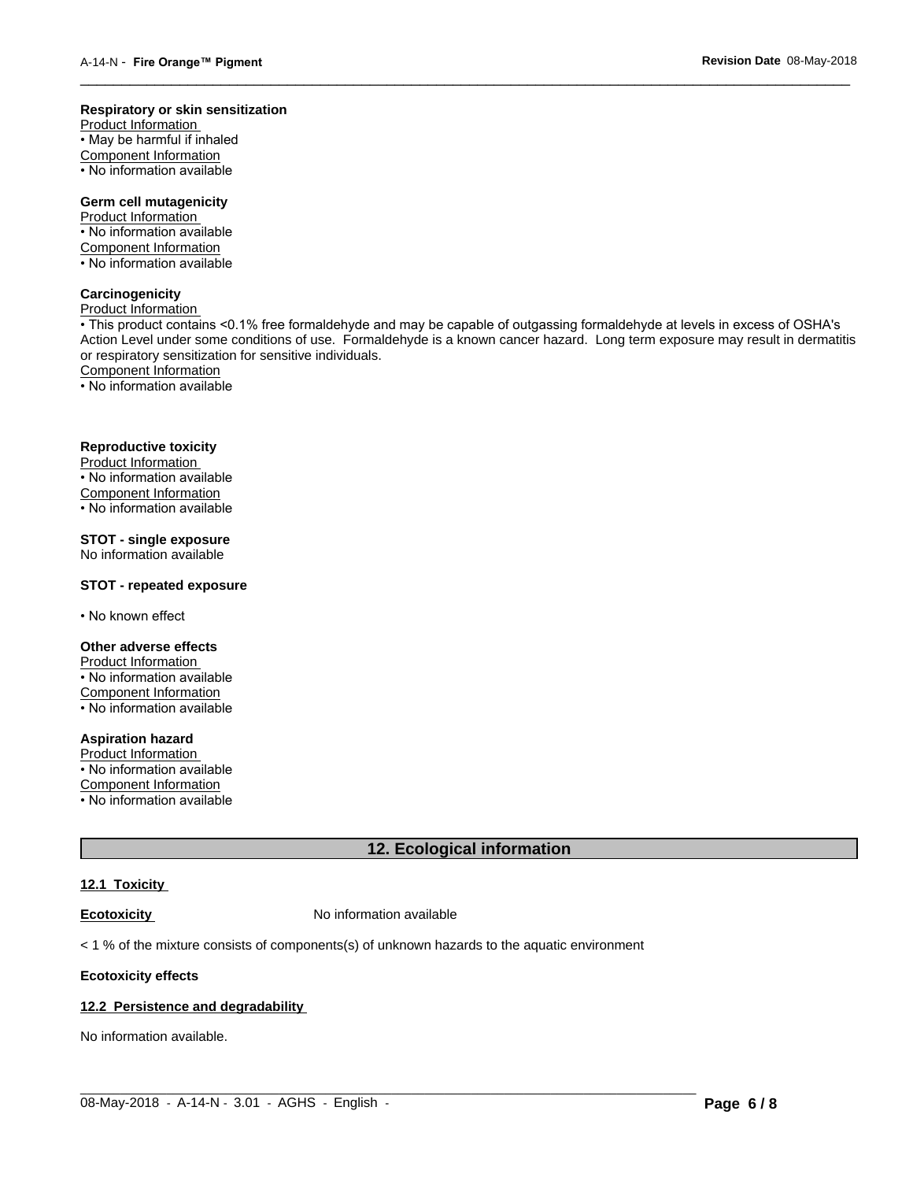**Respiratory or skin sensitization**

Product Information

- May be harmful if inhaled

Component Information

- No information available

**Germ cell mutagenicity**

Product Information

- No information available

Component Information

- No information available

**Carcinogenicity**

Product Information

- This product contains <0.1% free formaldehyde and may be capable of outgassing formaldehyde at levels in excess of OSHA's Action Level under some conditions of use. Formaldehyde is a known cancer hazard. Long term exposure may result in dermatitis or respiratory sensitization for sensitive individuals.

Component Information

- No information available

**Reproductive toxicity**

Product Information

- No information available

Component Information

- No information available

**STOT - single exposure**

No information available

**STOT - repeated exposure**

- No known effect

**Other adverse effects**

Product Information

- No information available

Component Information

- No information available

**Aspiration hazard**

Product Information

- No information available

Component Information

- No information available

## 12. Ecological information

### 12.1 Toxicity

**Ecotoxicity** No information available

< 1 % of the mixture consists of components(s) of unknown hazards to the aquatic environment

**Ecotoxicity effects**

### 12.2 Persistence and degradability

No information available.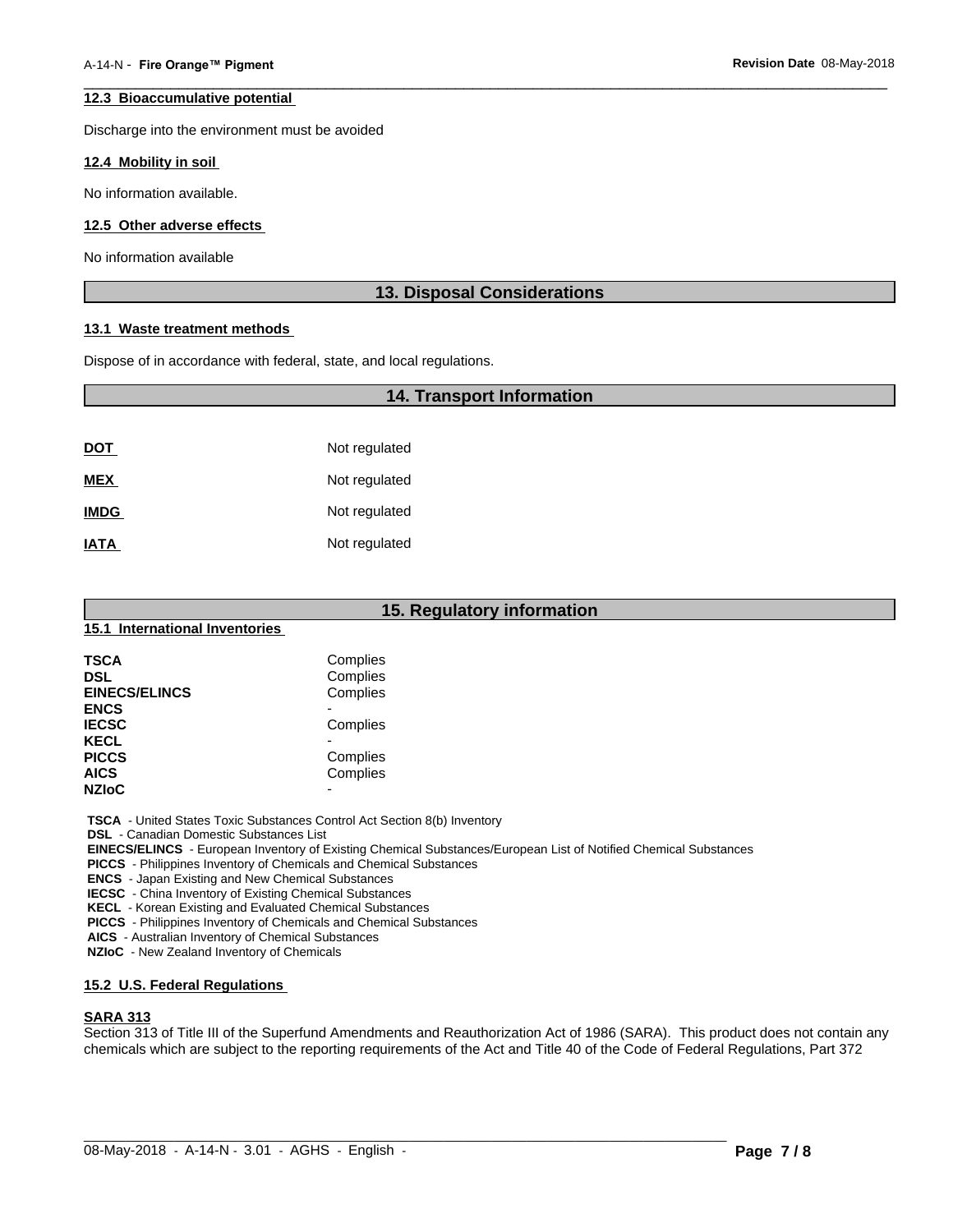### 12.3 Bioaccumulative potential

Discharge into the environment must be avoided

### 12.4 Mobility in soil

No information available.

### 12.5 Other adverse effects

No information available

## 13. Disposal Considerations

### 13.1 Waste treatment methods

Dispose of in accordance with federal, state, and local regulations.

## 14. Transport Information

| | |
|---|---|
| **DOT** | Not regulated |
| **MEX** | Not regulated |
| **IMDG** | Not regulated |
| **IATA** | Not regulated |

## 15. Regulatory information

### 15.1 International Inventories

| | |
|---|---|
| **TSCA** | Complies |
| **DSL** | Complies |
| **EINECS/ELINCS** | Complies |
| **ENCS** | - |
| **IECSC** | Complies |
| **KECL** | - |
| **PICCS** | Complies |
| **AICS** | Complies |
| **NZIoC** | - |

**TSCA** - United States Toxic Substances Control Act Section 8(b) Inventory
**DSL** - Canadian Domestic Substances List
**EINECS/ELINCS** - European Inventory of Existing Chemical Substances/European List of Notified Chemical Substances
**PICCS** - Philippines Inventory of Chemicals and Chemical Substances
**ENCS** - Japan Existing and New Chemical Substances
**IECSC** - China Inventory of Existing Chemical Substances
**KECL** - Korean Existing and Evaluated Chemical Substances
**PICCS** - Philippines Inventory of Chemicals and Chemical Substances
**AICS** - Australian Inventory of Chemical Substances
**NZIoC** - New Zealand Inventory of Chemicals

### 15.2 U.S. Federal Regulations

**SARA 313**
Section 313 of Title III of the Superfund Amendments and Reauthorization Act of 1986 (SARA). This product does not contain any chemicals which are subject to the reporting requirements of the Act and Title 40 of the Code of Federal Regulations, Part 372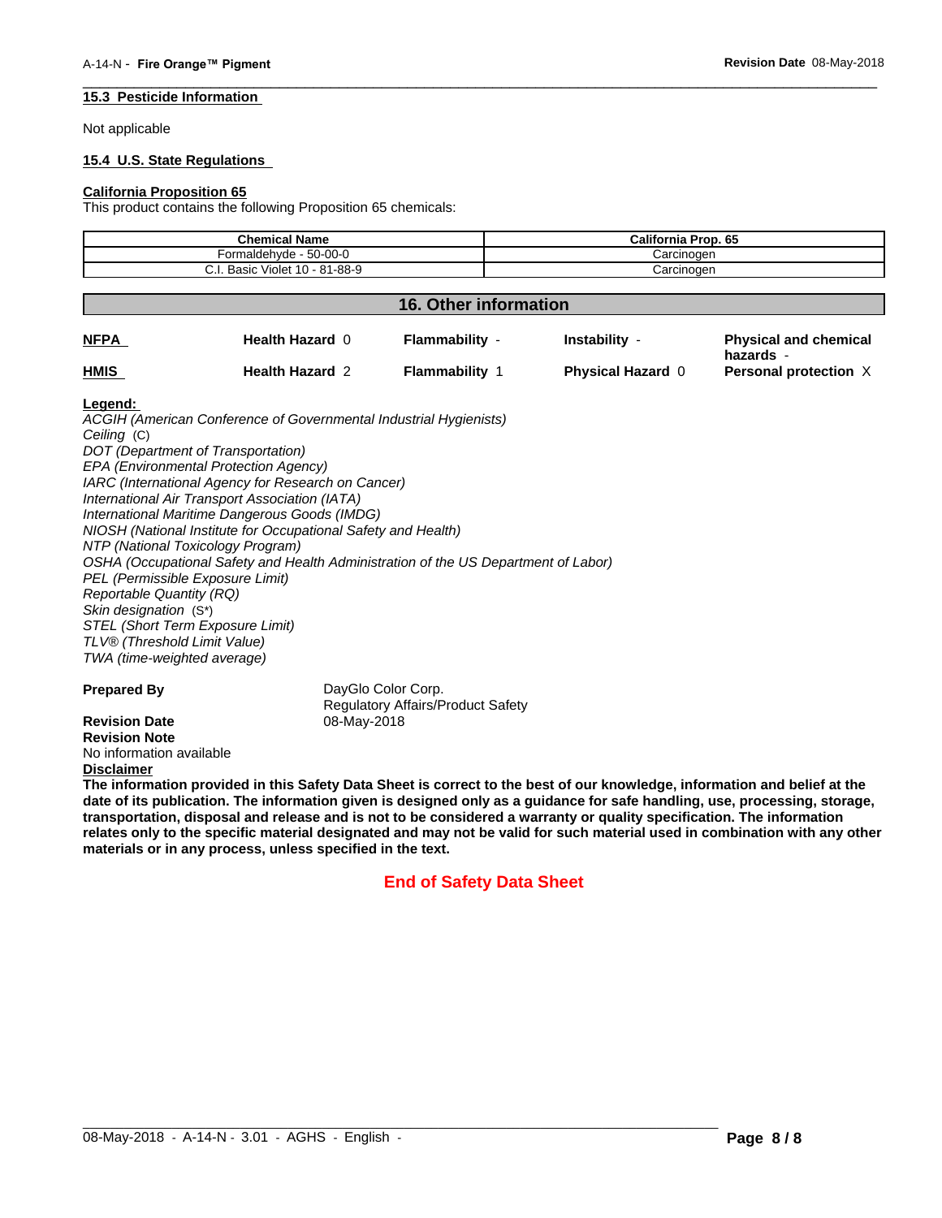### 15.3 Pesticide Information

Not applicable

### 15.4 U.S. State Regulations

**California Proposition 65**

This product contains the following Proposition 65 chemicals:

| Chemical Name | California Prop. 65 |
|---|---|
| Formaldehyde - 50-00-0 | Carcinogen |
| C.I. Basic Violet 10 - 81-88-9 | Carcinogen |

## 16. Other information

| | | | | |
|---|---|---|---|---|
| **NFPA** | **Health Hazard** 0 | **Flammability** - | **Instability** - | **Physical and chemical hazards** - |
| **HMIS** | **Health Hazard** 2 | **Flammability** 1 | **Physical Hazard** 0 | **Personal protection** X |

**Legend:**

*ACGIH (American Conference of Governmental Industrial Hygienists)*
*Ceiling* (C)
*DOT (Department of Transportation)*
*EPA (Environmental Protection Agency)*
*IARC (International Agency for Research on Cancer)*
*International Air Transport Association (IATA)*
*International Maritime Dangerous Goods (IMDG)*
*NIOSH (National Institute for Occupational Safety and Health)*
*NTP (National Toxicology Program)*
*OSHA (Occupational Safety and Health Administration of the US Department of Labor)*
*PEL (Permissible Exposure Limit)*
*Reportable Quantity (RQ)*
*Skin designation* (S*)
*STEL (Short Term Exposure Limit)*
*TLV® (Threshold Limit Value)*
*TWA (time-weighted average)*

**Prepared By** DayGlo Color Corp.
Regulatory Affairs/Product Safety

**Revision Date** 08-May-2018

**Revision Note**

No information available

**Disclaimer**

**The information provided in this Safety Data Sheet is correct to the best of our knowledge, information and belief at the date of its publication. The information given is designed only as a guidance for safe handling, use, processing, storage, transportation, disposal and release and is not to be considered a warranty or quality specification. The information relates only to the specific material designated and may not be valid for such material used in combination with any other materials or in any process, unless specified in the text.**

**End of Safety Data Sheet**